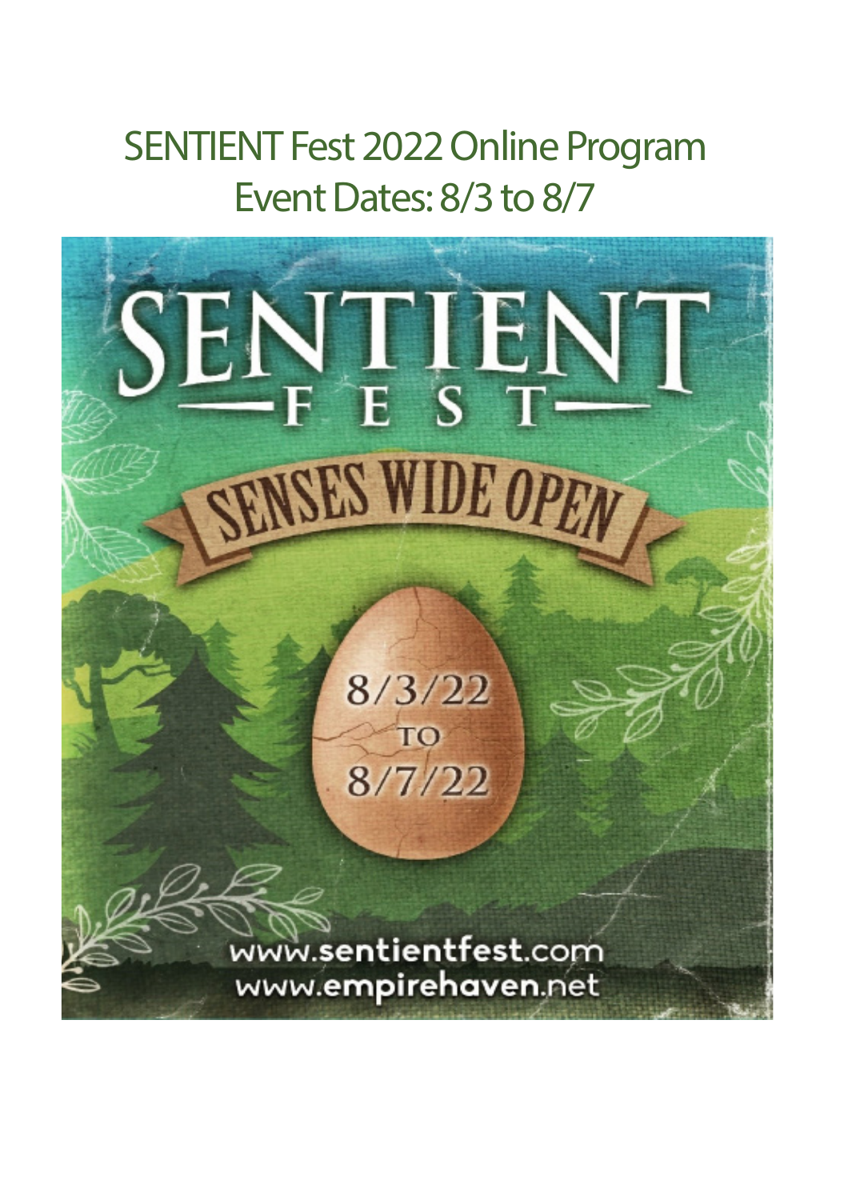# SENTIENT Fest 2022 Online Program

## Event Dates: 8/3 to 8/7

SENTIENT FEST

SENSES WIDE OPEN

8/3/22 TO 8/7/22

www.sentientfest.com
www.empirehaven.net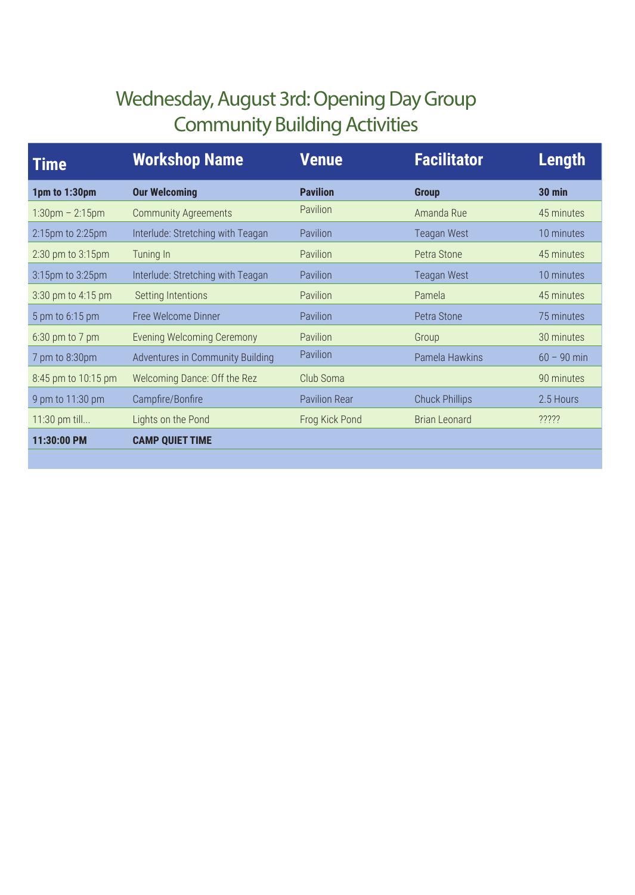# Wednesday, August 3rd: Opening Day Group Community Building Activities

| Time | Workshop Name | Venue | Facilitator | Length |
|---|---|---|---|---|
| **1pm to 1:30pm** | **Our Welcoming** | **Pavilion** | **Group** | **30 min** |
| 1:30pm – 2:15pm | Community Agreements | Pavilion | Amanda Rue | 45 minutes |
| 2:15pm to 2:25pm | Interlude: Stretching with Teagan | Pavilion | Teagan West | 10 minutes |
| 2:30 pm to 3:15pm | Tuning In | Pavilion | Petra Stone | 45 minutes |
| 3:15pm to 3:25pm | Interlude: Stretching with Teagan | Pavilion | Teagan West | 10 minutes |
| 3:30 pm to 4:15 pm | Setting Intentions | Pavilion | Pamela | 45 minutes |
| 5 pm to 6:15 pm | Free Welcome Dinner | Pavilion | Petra Stone | 75 minutes |
| 6:30 pm to 7 pm | Evening Welcoming Ceremony | Pavilion | Group | 30 minutes |
| 7 pm to 8:30pm | Adventures in Community Building | Pavilion | Pamela Hawkins | 60 – 90 min |
| 8:45 pm to 10:15 pm | Welcoming Dance: Off the Rez | Club Soma | | 90 minutes |
| 9 pm to 11:30 pm | Campfire/Bonfire | Pavilion Rear | Chuck Phillips | 2.5 Hours |
| 11:30 pm till... | Lights on the Pond | Frog Kick Pond | Brian Leonard | ????? |
| **11:30:00 PM** | **CAMP QUIET TIME** | | | |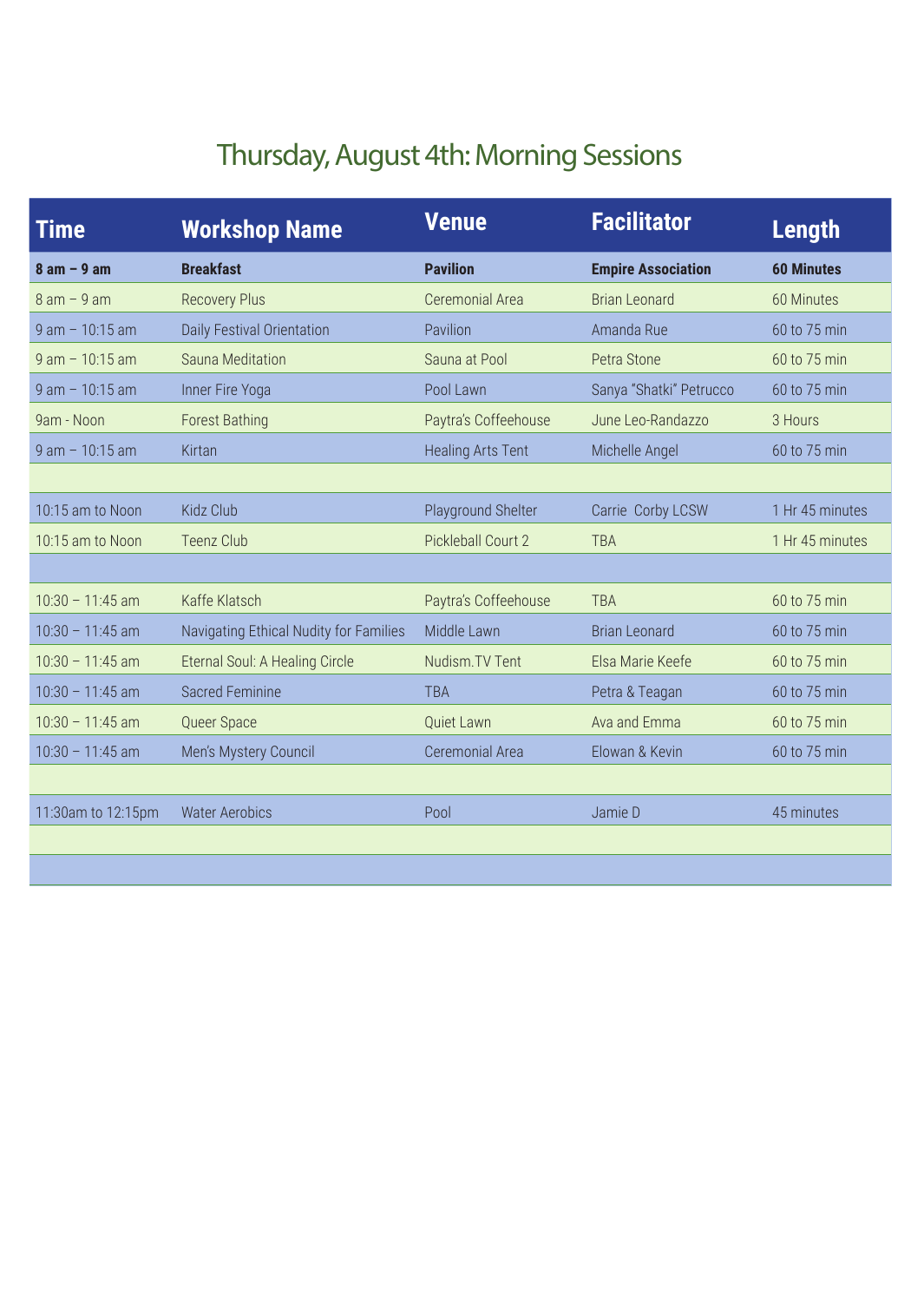# Thursday, August 4th: Morning Sessions

| Time | Workshop Name | Venue | Facilitator | Length |
|---|---|---|---|---|
| **8 am – 9 am** | **Breakfast** | **Pavilion** | **Empire Association** | **60 Minutes** |
| 8 am – 9 am | Recovery Plus | Ceremonial Area | Brian Leonard | 60 Minutes |
| 9 am – 10:15 am | Daily Festival Orientation | Pavilion | Amanda Rue | 60 to 75 min |
| 9 am – 10:15 am | Sauna Meditation | Sauna at Pool | Petra Stone | 60 to 75 min |
| 9 am – 10:15 am | Inner Fire Yoga | Pool Lawn | Sanya "Shatki" Petrucco | 60 to 75 min |
| 9am - Noon | Forest Bathing | Paytra's Coffeehouse | June Leo-Randazzo | 3 Hours |
| 9 am – 10:15 am | Kirtan | Healing Arts Tent | Michelle Angel | 60 to 75 min |
| | | | | |
| 10:15 am to Noon | Kidz Club | Playground Shelter | Carrie Corby LCSW | 1 Hr 45 minutes |
| 10:15 am to Noon | Teenz Club | Pickleball Court 2 | TBA | 1 Hr 45 minutes |
| | | | | |
| 10:30 – 11:45 am | Kaffe Klatsch | Paytra's Coffeehouse | TBA | 60 to 75 min |
| 10:30 – 11:45 am | Navigating Ethical Nudity for Families | Middle Lawn | Brian Leonard | 60 to 75 min |
| 10:30 – 11:45 am | Eternal Soul: A Healing Circle | Nudism.TV Tent | Elsa Marie Keefe | 60 to 75 min |
| 10:30 – 11:45 am | Sacred Feminine | TBA | Petra & Teagan | 60 to 75 min |
| 10:30 – 11:45 am | Queer Space | Quiet Lawn | Ava and Emma | 60 to 75 min |
| 10:30 – 11:45 am | Men's Mystery Council | Ceremonial Area | Elowan & Kevin | 60 to 75 min |
| | | | | |
| 11:30am to 12:15pm | Water Aerobics | Pool | Jamie D | 45 minutes |
| | | | | |
| | | | | |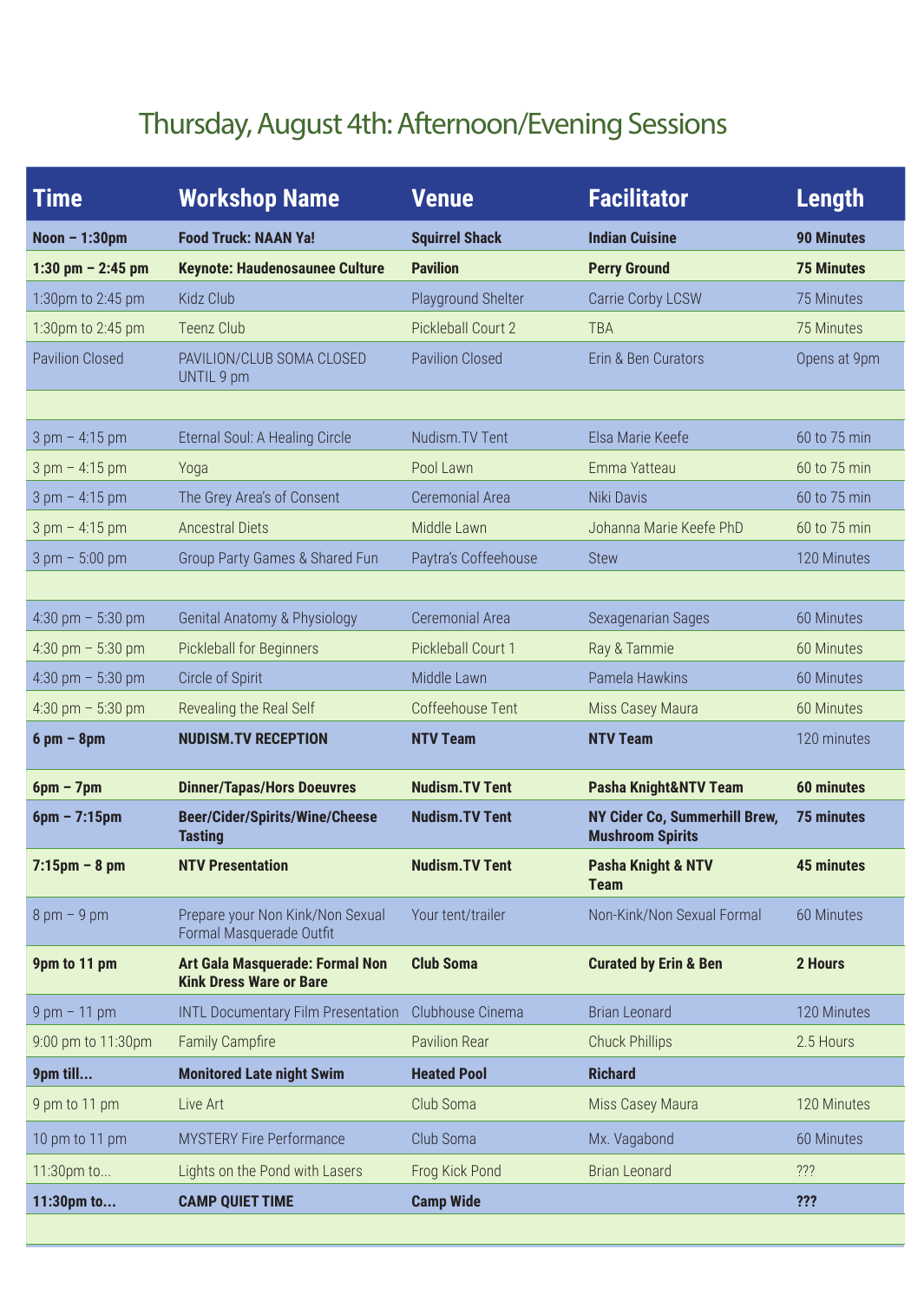# Thursday, August 4th: Afternoon/Evening Sessions

| Time | Workshop Name | Venue | Facilitator | Length |
|---|---|---|---|---|
| **Noon – 1:30pm** | **Food Truck: NAAN Ya!** | **Squirrel Shack** | **Indian Cuisine** | **90 Minutes** |
| **1:30 pm – 2:45 pm** | **Keynote: Haudenosaunee Culture** | **Pavilion** | **Perry Ground** | **75 Minutes** |
| 1:30pm to 2:45 pm | Kidz Club | Playground Shelter | Carrie Corby LCSW | 75 Minutes |
| 1:30pm to 2:45 pm | Teenz Club | Pickleball Court 2 | TBA | 75 Minutes |
| Pavilion Closed | PAVILION/CLUB SOMA CLOSED UNTIL 9 pm | Pavilion Closed | Erin & Ben Curators | Opens at 9pm |
| | | | | |
| 3 pm – 4:15 pm | Eternal Soul: A Healing Circle | Nudism.TV Tent | Elsa Marie Keefe | 60 to 75 min |
| 3 pm – 4:15 pm | Yoga | Pool Lawn | Emma Yatteau | 60 to 75 min |
| 3 pm – 4:15 pm | The Grey Area's of Consent | Ceremonial Area | Niki Davis | 60 to 75 min |
| 3 pm – 4:15 pm | Ancestral Diets | Middle Lawn | Johanna Marie Keefe PhD | 60 to 75 min |
| 3 pm – 5:00 pm | Group Party Games & Shared Fun | Paytra's Coffeehouse | Stew | 120 Minutes |
| | | | | |
| 4:30 pm – 5:30 pm | Genital Anatomy & Physiology | Ceremonial Area | Sexagenarian Sages | 60 Minutes |
| 4:30 pm – 5:30 pm | Pickleball for Beginners | Pickleball Court 1 | Ray & Tammie | 60 Minutes |
| 4:30 pm – 5:30 pm | Circle of Spirit | Middle Lawn | Pamela Hawkins | 60 Minutes |
| 4:30 pm – 5:30 pm | Revealing the Real Self | Coffeehouse Tent | Miss Casey Maura | 60 Minutes |
| **6 pm – 8pm** | **NUDISM.TV RECEPTION** | **NTV Team** | **NTV Team** | 120 minutes |
| **6pm – 7pm** | **Dinner/Tapas/Hors Doeuvres** | **Nudism.TV Tent** | **Pasha Knight&NTV Team** | **60 minutes** |
| **6pm – 7:15pm** | **Beer/Cider/Spirits/Wine/Cheese Tasting** | **Nudism.TV Tent** | **NY Cider Co, Summerhill Brew, Mushroom Spirits** | **75 minutes** |
| **7:15pm – 8 pm** | **NTV Presentation** | **Nudism.TV Tent** | **Pasha Knight & NTV Team** | **45 minutes** |
| 8 pm – 9 pm | Prepare your Non Kink/Non Sexual Formal Masquerade Outfit | Your tent/trailer | Non-Kink/Non Sexual Formal | 60 Minutes |
| **9pm to 11 pm** | **Art Gala Masquerade: Formal Non Kink Dress Ware or Bare** | **Club Soma** | **Curated by Erin & Ben** | **2 Hours** |
| 9 pm – 11 pm | INTL Documentary Film Presentation | Clubhouse Cinema | Brian Leonard | 120 Minutes |
| 9:00 pm to 11:30pm | Family Campfire | Pavilion Rear | Chuck Phillips | 2.5 Hours |
| **9pm till...** | **Monitored Late night Swim** | **Heated Pool** | **Richard** | |
| 9 pm to 11 pm | Live Art | Club Soma | Miss Casey Maura | 120 Minutes |
| 10 pm to 11 pm | MYSTERY Fire Performance | Club Soma | Mx. Vagabond | 60 Minutes |
| 11:30pm to... | Lights on the Pond with Lasers | Frog Kick Pond | Brian Leonard | ??? |
| **11:30pm to...** | **CAMP QUIET TIME** | **Camp Wide** | | **???** |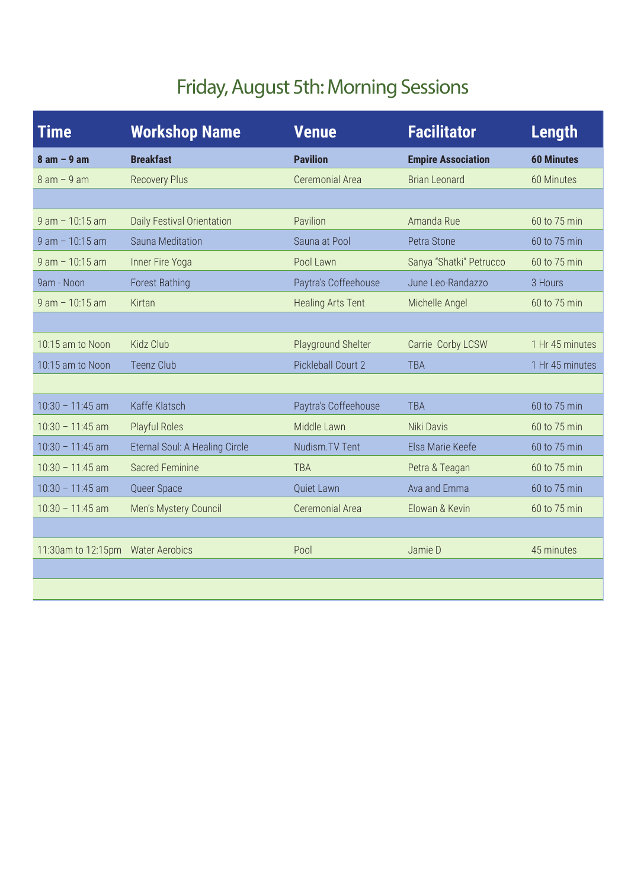# Friday, August 5th: Morning Sessions

| Time | Workshop Name | Venue | Facilitator | Length |
|---|---|---|---|---|
| **8 am – 9 am** | **Breakfast** | **Pavilion** | **Empire Association** | **60 Minutes** |
| 8 am – 9 am | Recovery Plus | Ceremonial Area | Brian Leonard | 60 Minutes |
| | | | | |
| 9 am – 10:15 am | Daily Festival Orientation | Pavilion | Amanda Rue | 60 to 75 min |
| 9 am – 10:15 am | Sauna Meditation | Sauna at Pool | Petra Stone | 60 to 75 min |
| 9 am – 10:15 am | Inner Fire Yoga | Pool Lawn | Sanya "Shatki" Petrucco | 60 to 75 min |
| 9am - Noon | Forest Bathing | Paytra's Coffeehouse | June Leo-Randazzo | 3 Hours |
| 9 am – 10:15 am | Kirtan | Healing Arts Tent | Michelle Angel | 60 to 75 min |
| | | | | |
| 10:15 am to Noon | Kidz Club | Playground Shelter | Carrie Corby LCSW | 1 Hr 45 minutes |
| 10:15 am to Noon | Teenz Club | Pickleball Court 2 | TBA | 1 Hr 45 minutes |
| | | | | |
| 10:30 – 11:45 am | Kaffe Klatsch | Paytra's Coffeehouse | TBA | 60 to 75 min |
| 10:30 – 11:45 am | Playful Roles | Middle Lawn | Niki Davis | 60 to 75 min |
| 10:30 – 11:45 am | Eternal Soul: A Healing Circle | Nudism.TV Tent | Elsa Marie Keefe | 60 to 75 min |
| 10:30 – 11:45 am | Sacred Feminine | TBA | Petra & Teagan | 60 to 75 min |
| 10:30 – 11:45 am | Queer Space | Quiet Lawn | Ava and Emma | 60 to 75 min |
| 10:30 – 11:45 am | Men's Mystery Council | Ceremonial Area | Elowan & Kevin | 60 to 75 min |
| | | | | |
| 11:30am to 12:15pm | Water Aerobics | Pool | Jamie D | 45 minutes |
| | | | | |
| | | | | |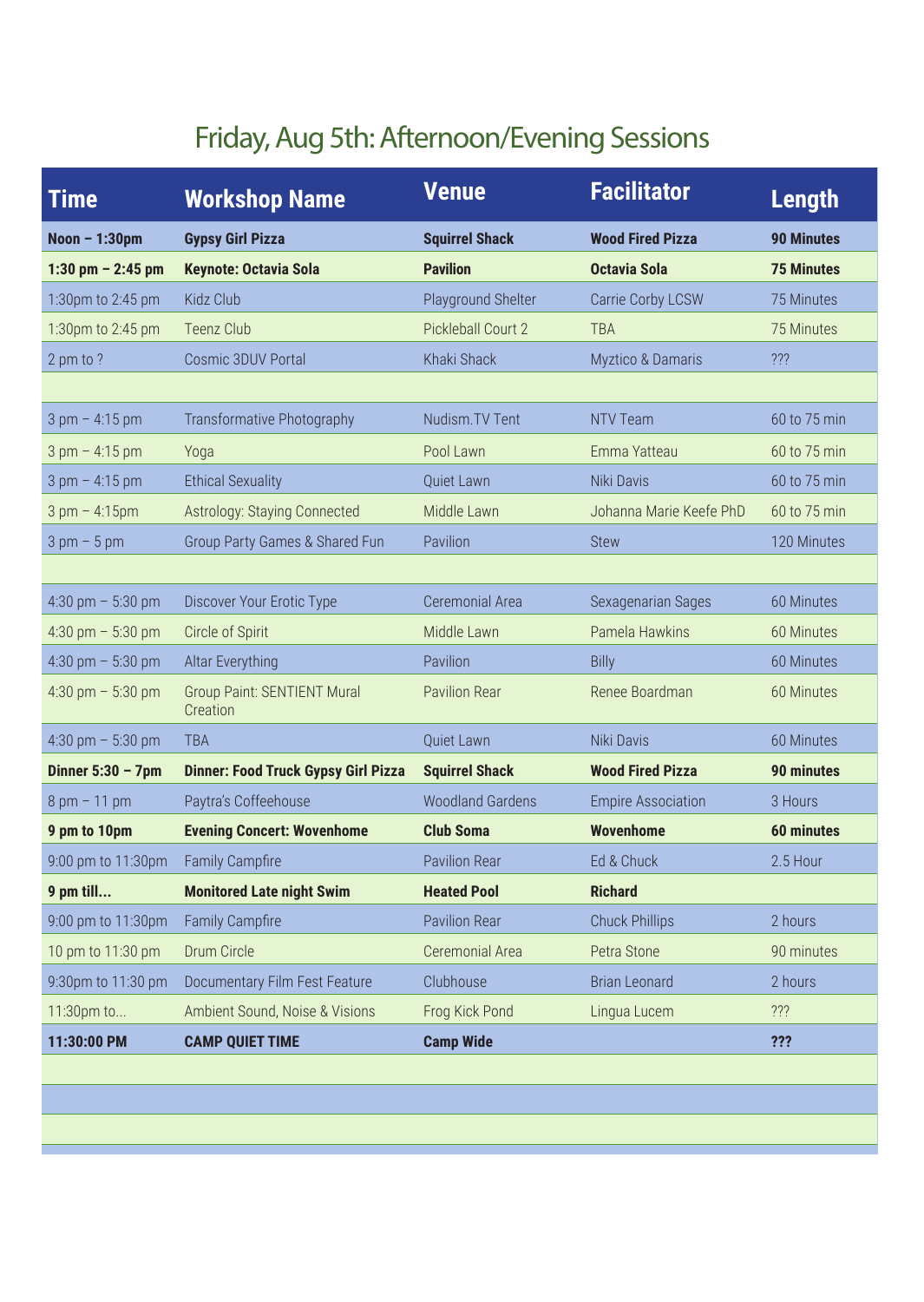# Friday, Aug 5th: Afternoon/Evening Sessions

| Time | Workshop Name | Venue | Facilitator | Length |
|---|---|---|---|---|
| **Noon – 1:30pm** | **Gypsy Girl Pizza** | **Squirrel Shack** | **Wood Fired Pizza** | **90 Minutes** |
| **1:30 pm – 2:45 pm** | **Keynote: Octavia Sola** | **Pavilion** | **Octavia Sola** | **75 Minutes** |
| 1:30pm to 2:45 pm | Kidz Club | Playground Shelter | Carrie Corby LCSW | 75 Minutes |
| 1:30pm to 2:45 pm | Teenz Club | Pickleball Court 2 | TBA | 75 Minutes |
| 2 pm to ? | Cosmic 3DUV Portal | Khaki Shack | Myztico & Damaris | ??? |
| | | | | |
| 3 pm – 4:15 pm | Transformative Photography | Nudism.TV Tent | NTV Team | 60 to 75 min |
| 3 pm – 4:15 pm | Yoga | Pool Lawn | Emma Yatteau | 60 to 75 min |
| 3 pm – 4:15 pm | Ethical Sexuality | Quiet Lawn | Niki Davis | 60 to 75 min |
| 3 pm – 4:15pm | Astrology: Staying Connected | Middle Lawn | Johanna Marie Keefe PhD | 60 to 75 min |
| 3 pm – 5 pm | Group Party Games & Shared Fun | Pavilion | Stew | 120 Minutes |
| | | | | |
| 4:30 pm – 5:30 pm | Discover Your Erotic Type | Ceremonial Area | Sexagenarian Sages | 60 Minutes |
| 4:30 pm – 5:30 pm | Circle of Spirit | Middle Lawn | Pamela Hawkins | 60 Minutes |
| 4:30 pm – 5:30 pm | Altar Everything | Pavilion | Billy | 60 Minutes |
| 4:30 pm – 5:30 pm | Group Paint: SENTIENT Mural Creation | Pavilion Rear | Renee Boardman | 60 Minutes |
| 4:30 pm – 5:30 pm | TBA | Quiet Lawn | Niki Davis | 60 Minutes |
| **Dinner 5:30 – 7pm** | **Dinner: Food Truck Gypsy Girl Pizza** | **Squirrel Shack** | **Wood Fired Pizza** | **90 minutes** |
| 8 pm – 11 pm | Paytra's Coffeehouse | Woodland Gardens | Empire Association | 3 Hours |
| **9 pm to 10pm** | **Evening Concert: Wovenhome** | **Club Soma** | **Wovenhome** | **60 minutes** |
| 9:00 pm to 11:30pm | Family Campfire | Pavilion Rear | Ed & Chuck | 2.5 Hour |
| **9 pm till...** | **Monitored Late night Swim** | **Heated Pool** | **Richard** | |
| 9:00 pm to 11:30pm | Family Campfire | Pavilion Rear | Chuck Phillips | 2 hours |
| 10 pm to 11:30 pm | Drum Circle | Ceremonial Area | Petra Stone | 90 minutes |
| 9:30pm to 11:30 pm | Documentary Film Fest Feature | Clubhouse | Brian Leonard | 2 hours |
| 11:30pm to... | Ambient Sound, Noise & Visions | Frog Kick Pond | Lingua Lucem | ??? |
| **11:30:00 PM** | **CAMP QUIET TIME** | **Camp Wide** | | **???** |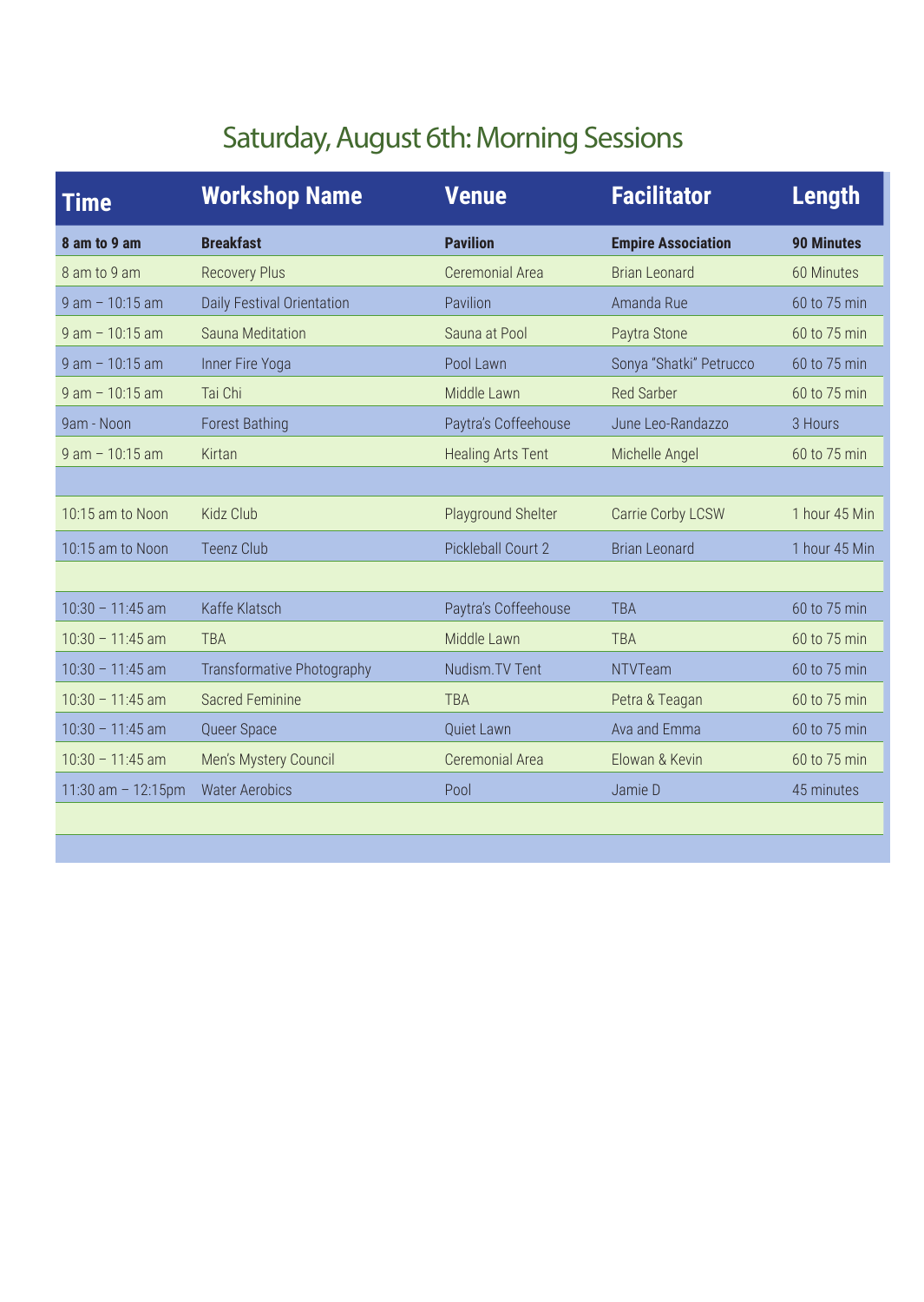# Saturday, August 6th: Morning Sessions

| Time | Workshop Name | Venue | Facilitator | Length |
|---|---|---|---|---|
| **8 am to 9 am** | **Breakfast** | **Pavilion** | **Empire Association** | **90 Minutes** |
| 8 am to 9 am | Recovery Plus | Ceremonial Area | Brian Leonard | 60 Minutes |
| 9 am – 10:15 am | Daily Festival Orientation | Pavilion | Amanda Rue | 60 to 75 min |
| 9 am – 10:15 am | Sauna Meditation | Sauna at Pool | Paytra Stone | 60 to 75 min |
| 9 am – 10:15 am | Inner Fire Yoga | Pool Lawn | Sonya "Shatki" Petrucco | 60 to 75 min |
| 9 am – 10:15 am | Tai Chi | Middle Lawn | Red Sarber | 60 to 75 min |
| 9am - Noon | Forest Bathing | Paytra's Coffeehouse | June Leo-Randazzo | 3 Hours |
| 9 am – 10:15 am | Kirtan | Healing Arts Tent | Michelle Angel | 60 to 75 min |
| | | | | |
| 10:15 am to Noon | Kidz Club | Playground Shelter | Carrie Corby LCSW | 1 hour 45 Min |
| 10:15 am to Noon | Teenz Club | Pickleball Court 2 | Brian Leonard | 1 hour 45 Min |
| | | | | |
| 10:30 – 11:45 am | Kaffe Klatsch | Paytra's Coffeehouse | TBA | 60 to 75 min |
| 10:30 – 11:45 am | TBA | Middle Lawn | TBA | 60 to 75 min |
| 10:30 – 11:45 am | Transformative Photography | Nudism.TV Tent | NTVTeam | 60 to 75 min |
| 10:30 – 11:45 am | Sacred Feminine | TBA | Petra & Teagan | 60 to 75 min |
| 10:30 – 11:45 am | Queer Space | Quiet Lawn | Ava and Emma | 60 to 75 min |
| 10:30 – 11:45 am | Men's Mystery Council | Ceremonial Area | Elowan & Kevin | 60 to 75 min |
| 11:30 am – 12:15pm | Water Aerobics | Pool | Jamie D | 45 minutes |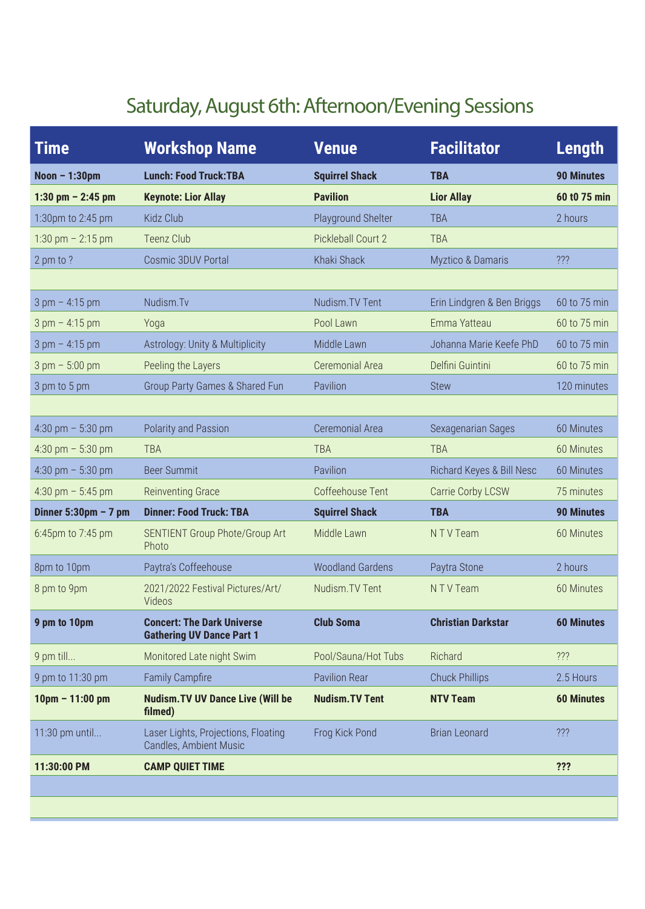# Saturday, August 6th: Afternoon/Evening Sessions

| Time | Workshop Name | Venue | Facilitator | Length |
|---|---|---|---|---|
| **Noon – 1:30pm** | **Lunch: Food Truck:TBA** | **Squirrel Shack** | **TBA** | **90 Minutes** |
| **1:30 pm – 2:45 pm** | **Keynote: Lior Allay** | **Pavilion** | **Lior Allay** | **60 t0 75 min** |
| 1:30pm to 2:45 pm | Kidz Club | Playground Shelter | TBA | 2 hours |
| 1:30 pm – 2:15 pm | Teenz Club | Pickleball Court 2 | TBA | |
| 2 pm to ? | Cosmic 3DUV Portal | Khaki Shack | Myztico & Damaris | ??? |
| | | | | |
| 3 pm – 4:15 pm | Nudism.Tv | Nudism.TV Tent | Erin Lindgren & Ben Briggs | 60 to 75 min |
| 3 pm – 4:15 pm | Yoga | Pool Lawn | Emma Yatteau | 60 to 75 min |
| 3 pm – 4:15 pm | Astrology: Unity & Multiplicity | Middle Lawn | Johanna Marie Keefe PhD | 60 to 75 min |
| 3 pm – 5:00 pm | Peeling the Layers | Ceremonial Area | Delfini Guintini | 60 to 75 min |
| 3 pm to 5 pm | Group Party Games & Shared Fun | Pavilion | Stew | 120 minutes |
| | | | | |
| 4:30 pm – 5:30 pm | Polarity and Passion | Ceremonial Area | Sexagenarian Sages | 60 Minutes |
| 4:30 pm – 5:30 pm | TBA | TBA | TBA | 60 Minutes |
| 4:30 pm – 5:30 pm | Beer Summit | Pavilion | Richard Keyes & Bill Nesc | 60 Minutes |
| 4:30 pm – 5:45 pm | Reinventing Grace | Coffeehouse Tent | Carrie Corby LCSW | 75 minutes |
| **Dinner 5:30pm – 7 pm** | **Dinner: Food Truck: TBA** | **Squirrel Shack** | **TBA** | **90 Minutes** |
| 6:45pm to 7:45 pm | SENTIENT Group Photo/Group Art Photo | Middle Lawn | N T V Team | 60 Minutes |
| 8pm to 10pm | Paytra's Coffeehouse | Woodland Gardens | Paytra Stone | 2 hours |
| 8 pm to 9pm | 2021/2022 Festival Pictures/Art/ Videos | Nudism.TV Tent | N T V Team | 60 Minutes |
| **9 pm to 10pm** | **Concert: The Dark Universe Gathering UV Dance Part 1** | **Club Soma** | **Christian Darkstar** | **60 Minutes** |
| 9 pm till... | Monitored Late night Swim | Pool/Sauna/Hot Tubs | Richard | ??? |
| 9 pm to 11:30 pm | Family Campfire | Pavilion Rear | Chuck Phillips | 2.5 Hours |
| **10pm – 11:00 pm** | **Nudism.TV UV Dance Live (Will be filmed)** | **Nudism.TV Tent** | **NTV Team** | **60 Minutes** |
| 11:30 pm until... | Laser Lights, Projections, Floating Candles, Ambient Music | Frog Kick Pond | Brian Leonard | ??? |
| **11:30:00 PM** | **CAMP QUIET TIME** | | | **???** |
| | | | | |
| | | | | |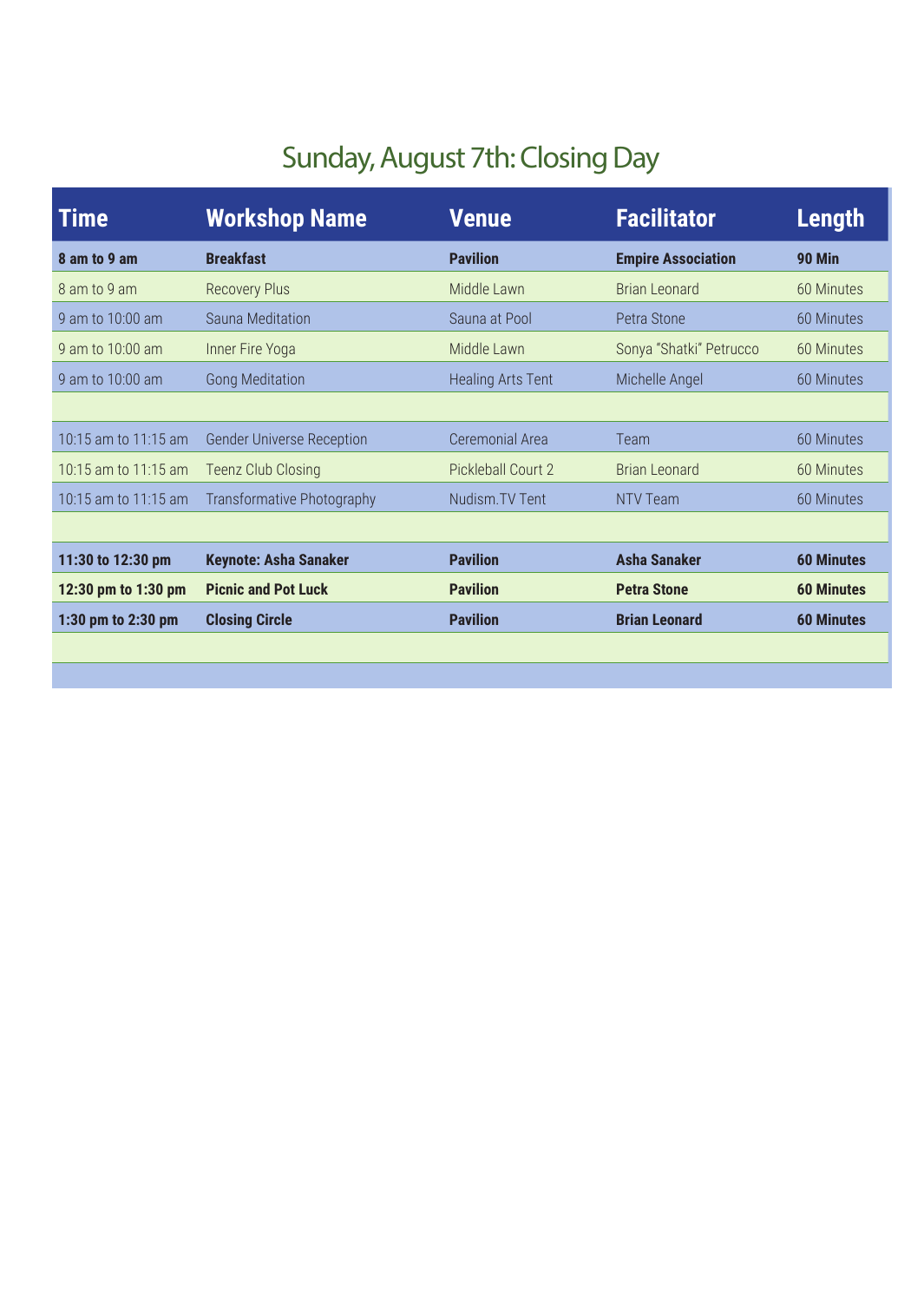# Sunday, August 7th: Closing Day

| Time | Workshop Name | Venue | Facilitator | Length |
|---|---|---|---|---|
| **8 am to 9 am** | **Breakfast** | **Pavilion** | **Empire Association** | **90 Min** |
| 8 am to 9 am | Recovery Plus | Middle Lawn | Brian Leonard | 60 Minutes |
| 9 am to 10:00 am | Sauna Meditation | Sauna at Pool | Petra Stone | 60 Minutes |
| 9 am to 10:00 am | Inner Fire Yoga | Middle Lawn | Sonya "Shatki" Petrucco | 60 Minutes |
| 9 am to 10:00 am | Gong Meditation | Healing Arts Tent | Michelle Angel | 60 Minutes |
| | | | | |
| 10:15 am to 11:15 am | Gender Universe Reception | Ceremonial Area | Team | 60 Minutes |
| 10:15 am to 11:15 am | Teenz Club Closing | Pickleball Court 2 | Brian Leonard | 60 Minutes |
| 10:15 am to 11:15 am | Transformative Photography | Nudism.TV Tent | NTV Team | 60 Minutes |
| | | | | |
| **11:30 to 12:30 pm** | **Keynote: Asha Sanaker** | **Pavilion** | **Asha Sanaker** | **60 Minutes** |
| **12:30 pm to 1:30 pm** | **Picnic and Pot Luck** | **Pavilion** | **Petra Stone** | **60 Minutes** |
| **1:30 pm to 2:30 pm** | **Closing Circle** | **Pavilion** | **Brian Leonard** | **60 Minutes** |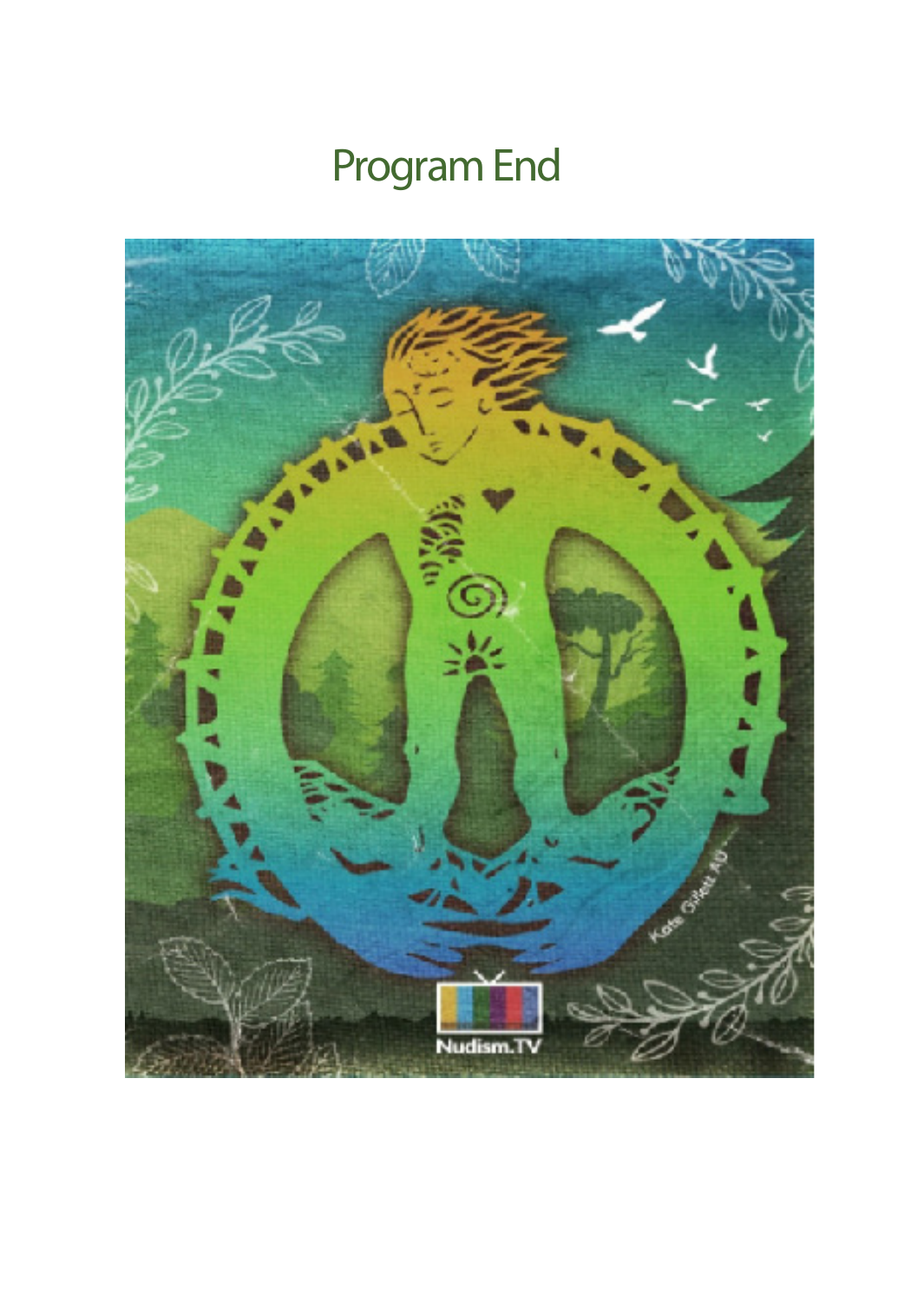# Program End